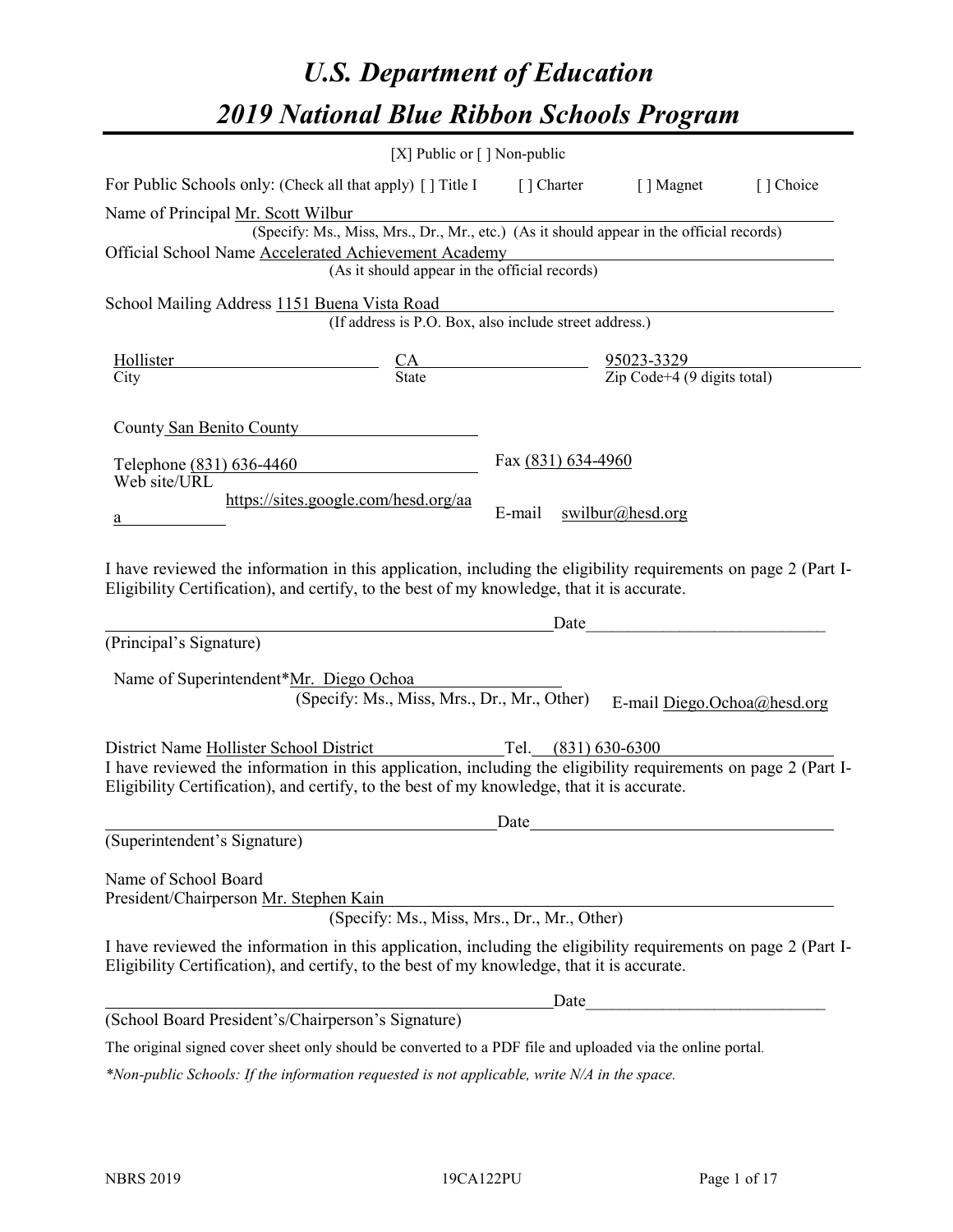# *U.S. Department of Education*

# *2019 National Blue Ribbon Schools Program*

[X] Public or [ ] Non-public

For Public Schools only: (Check all that apply) [ ] Title I [ ] Charter [ ] Magnet [ ] Choice

Name of Principal Mr. Scott Wilbur
(Specify: Ms., Miss, Mrs., Dr., Mr., etc.) (As it should appear in the official records)

Official School Name Accelerated Achievement Academy
(As it should appear in the official records)

School Mailing Address 1151 Buena Vista Road
(If address is P.O. Box, also include street address.)

| Hollister | CA | 95023-3329 |
|---|---|---|
| City | State | Zip Code+4 (9 digits total) |

County San Benito County

Telephone (831) 636-4460 Fax (831) 634-4960

Web site/URL https://sites.google.com/hesd.org/aaa E-mail swilbur@hesd.org

I have reviewed the information in this application, including the eligibility requirements on page 2 (Part I-Eligibility Certification), and certify, to the best of my knowledge, that it is accurate.

_______________________________________________ Date_______________________
(Principal's Signature)

Name of Superintendent*Mr. Diego Ochoa
(Specify: Ms., Miss, Mrs., Dr., Mr., Other) E-mail Diego.Ochoa@hesd.org

District Name Hollister School District Tel. (831) 630-6300

I have reviewed the information in this application, including the eligibility requirements on page 2 (Part I-Eligibility Certification), and certify, to the best of my knowledge, that it is accurate.

_______________________________________________ Date_______________________
(Superintendent's Signature)

Name of School Board
President/Chairperson Mr. Stephen Kain
(Specify: Ms., Miss, Mrs., Dr., Mr., Other)

I have reviewed the information in this application, including the eligibility requirements on page 2 (Part I-Eligibility Certification), and certify, to the best of my knowledge, that it is accurate.

_______________________________________________ Date_______________________
(School Board President's/Chairperson's Signature)

The original signed cover sheet only should be converted to a PDF file and uploaded via the online portal.

*\*Non-public Schools: If the information requested is not applicable, write N/A in the space.*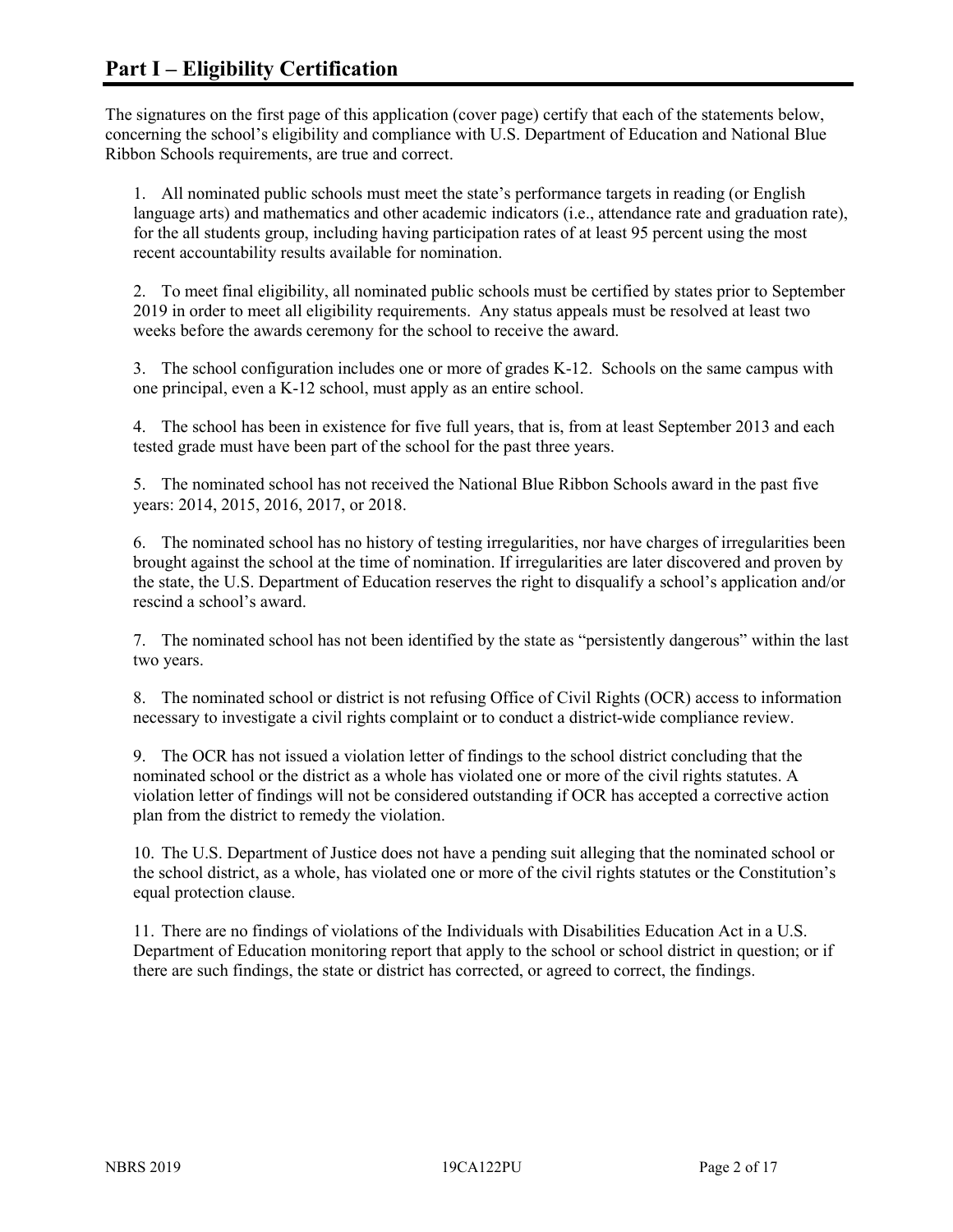# Part I – Eligibility Certification

The signatures on the first page of this application (cover page) certify that each of the statements below, concerning the school's eligibility and compliance with U.S. Department of Education and National Blue Ribbon Schools requirements, are true and correct.

1. All nominated public schools must meet the state's performance targets in reading (or English language arts) and mathematics and other academic indicators (i.e., attendance rate and graduation rate), for the all students group, including having participation rates of at least 95 percent using the most recent accountability results available for nomination.

2. To meet final eligibility, all nominated public schools must be certified by states prior to September 2019 in order to meet all eligibility requirements. Any status appeals must be resolved at least two weeks before the awards ceremony for the school to receive the award.

3. The school configuration includes one or more of grades K-12. Schools on the same campus with one principal, even a K-12 school, must apply as an entire school.

4. The school has been in existence for five full years, that is, from at least September 2013 and each tested grade must have been part of the school for the past three years.

5. The nominated school has not received the National Blue Ribbon Schools award in the past five years: 2014, 2015, 2016, 2017, or 2018.

6. The nominated school has no history of testing irregularities, nor have charges of irregularities been brought against the school at the time of nomination. If irregularities are later discovered and proven by the state, the U.S. Department of Education reserves the right to disqualify a school's application and/or rescind a school's award.

7. The nominated school has not been identified by the state as "persistently dangerous" within the last two years.

8. The nominated school or district is not refusing Office of Civil Rights (OCR) access to information necessary to investigate a civil rights complaint or to conduct a district-wide compliance review.

9. The OCR has not issued a violation letter of findings to the school district concluding that the nominated school or the district as a whole has violated one or more of the civil rights statutes. A violation letter of findings will not be considered outstanding if OCR has accepted a corrective action plan from the district to remedy the violation.

10. The U.S. Department of Justice does not have a pending suit alleging that the nominated school or the school district, as a whole, has violated one or more of the civil rights statutes or the Constitution's equal protection clause.

11. There are no findings of violations of the Individuals with Disabilities Education Act in a U.S. Department of Education monitoring report that apply to the school or school district in question; or if there are such findings, the state or district has corrected, or agreed to correct, the findings.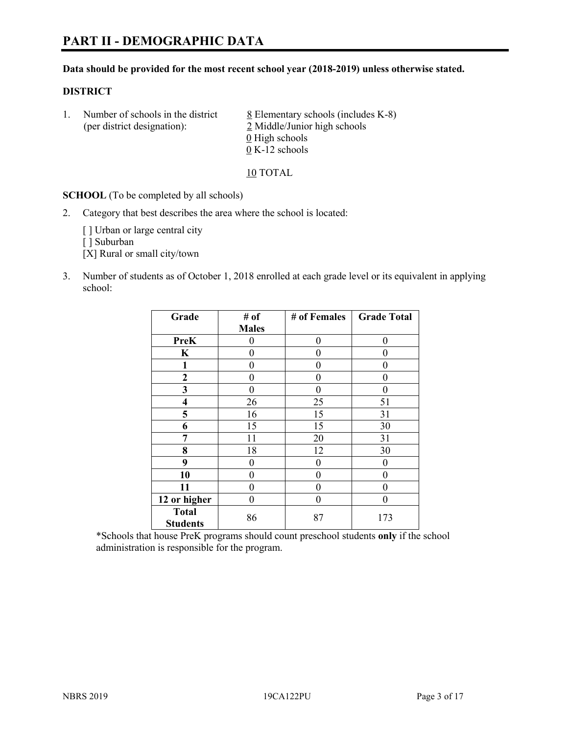# PART II - DEMOGRAPHIC DATA

**Data should be provided for the most recent school year (2018-2019) unless otherwise stated.**

**DISTRICT**

1. Number of schools in the district (per district designation):
   8 Elementary schools (includes K-8)
   2 Middle/Junior high schools
   0 High schools
   0 K-12 schools

   10 TOTAL

**SCHOOL** (To be completed by all schools)

2. Category that best describes the area where the school is located:

   [ ] Urban or large central city
   [ ] Suburban
   [X] Rural or small city/town

3. Number of students as of October 1, 2018 enrolled at each grade level or its equivalent in applying school:

| Grade | # of Males | # of Females | Grade Total |
|---|---|---|---|
| **PreK** | 0 | 0 | 0 |
| **K** | 0 | 0 | 0 |
| **1** | 0 | 0 | 0 |
| **2** | 0 | 0 | 0 |
| **3** | 0 | 0 | 0 |
| **4** | 26 | 25 | 51 |
| **5** | 16 | 15 | 31 |
| **6** | 15 | 15 | 30 |
| **7** | 11 | 20 | 31 |
| **8** | 18 | 12 | 30 |
| **9** | 0 | 0 | 0 |
| **10** | 0 | 0 | 0 |
| **11** | 0 | 0 | 0 |
| **12 or higher** | 0 | 0 | 0 |
| **Total Students** | 86 | 87 | 173 |

*Schools that house PreK programs should count preschool students **only** if the school administration is responsible for the program.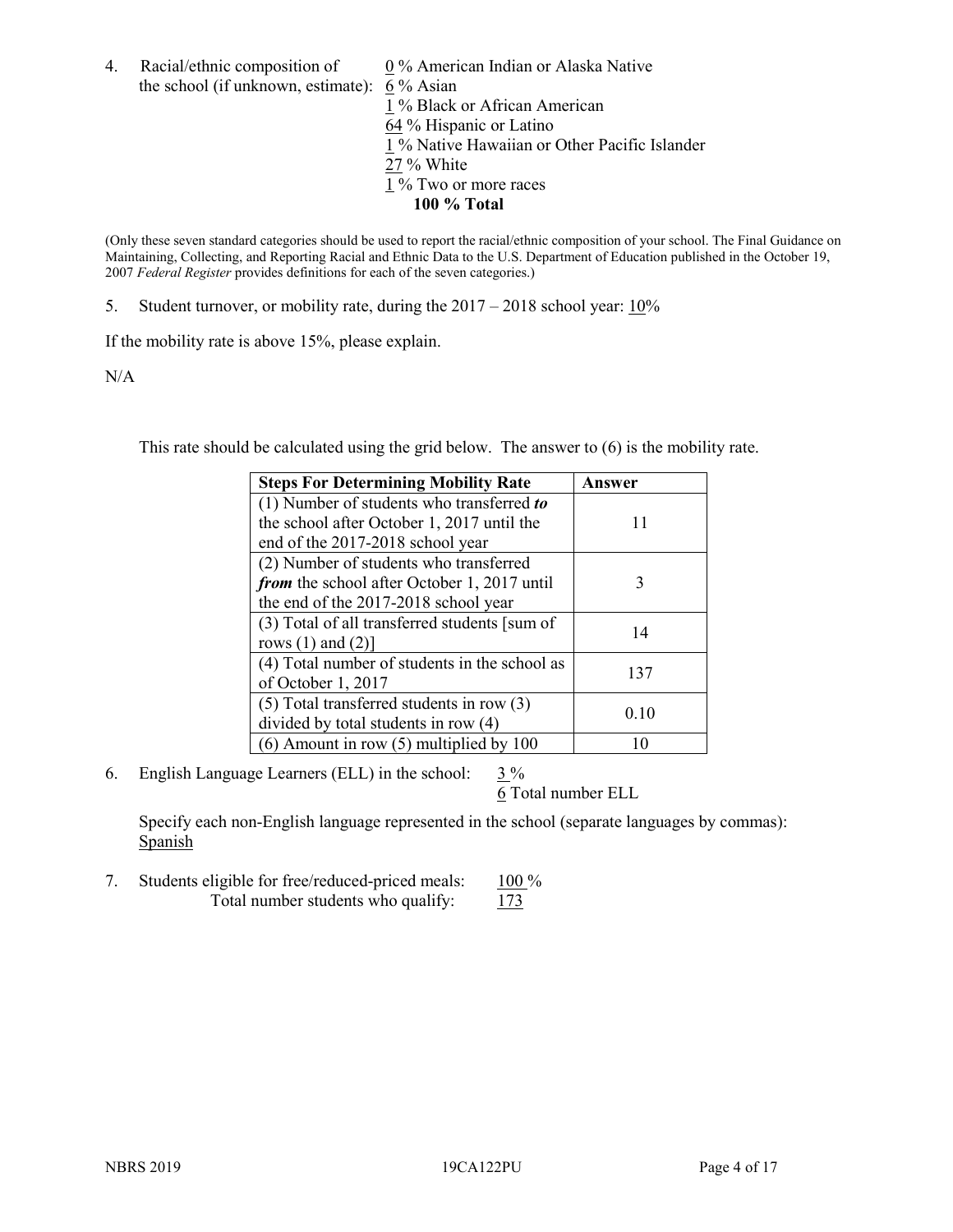4. Racial/ethnic composition of the school (if unknown, estimate):
   - 0 % American Indian or Alaska Native
   - 6 % Asian
   - 1 % Black or African American
   - 64 % Hispanic or Latino
   - 1 % Native Hawaiian or Other Pacific Islander
   - 27 % White
   - 1 % Two or more races
   - **100 % Total**

(Only these seven standard categories should be used to report the racial/ethnic composition of your school. The Final Guidance on Maintaining, Collecting, and Reporting Racial and Ethnic Data to the U.S. Department of Education published in the October 19, 2007 *Federal Register* provides definitions for each of the seven categories.)

5. Student turnover, or mobility rate, during the 2017 – 2018 school year: 10%

If the mobility rate is above 15%, please explain.

N/A

This rate should be calculated using the grid below. The answer to (6) is the mobility rate.

| **Steps For Determining Mobility Rate** | **Answer** |
| --- | --- |
| (1) Number of students who transferred ***to*** the school after October 1, 2017 until the end of the 2017-2018 school year | 11 |
| (2) Number of students who transferred ***from*** the school after October 1, 2017 until the end of the 2017-2018 school year | 3 |
| (3) Total of all transferred students [sum of rows (1) and (2)] | 14 |
| (4) Total number of students in the school as of October 1, 2017 | 137 |
| (5) Total transferred students in row (3) divided by total students in row (4) | 0.10 |
| (6) Amount in row (5) multiplied by 100 | 10 |

6. English Language Learners (ELL) in the school: 3 %
   6 Total number ELL

   Specify each non-English language represented in the school (separate languages by commas): Spanish

7. Students eligible for free/reduced-priced meals: 100 %
   Total number students who qualify: 173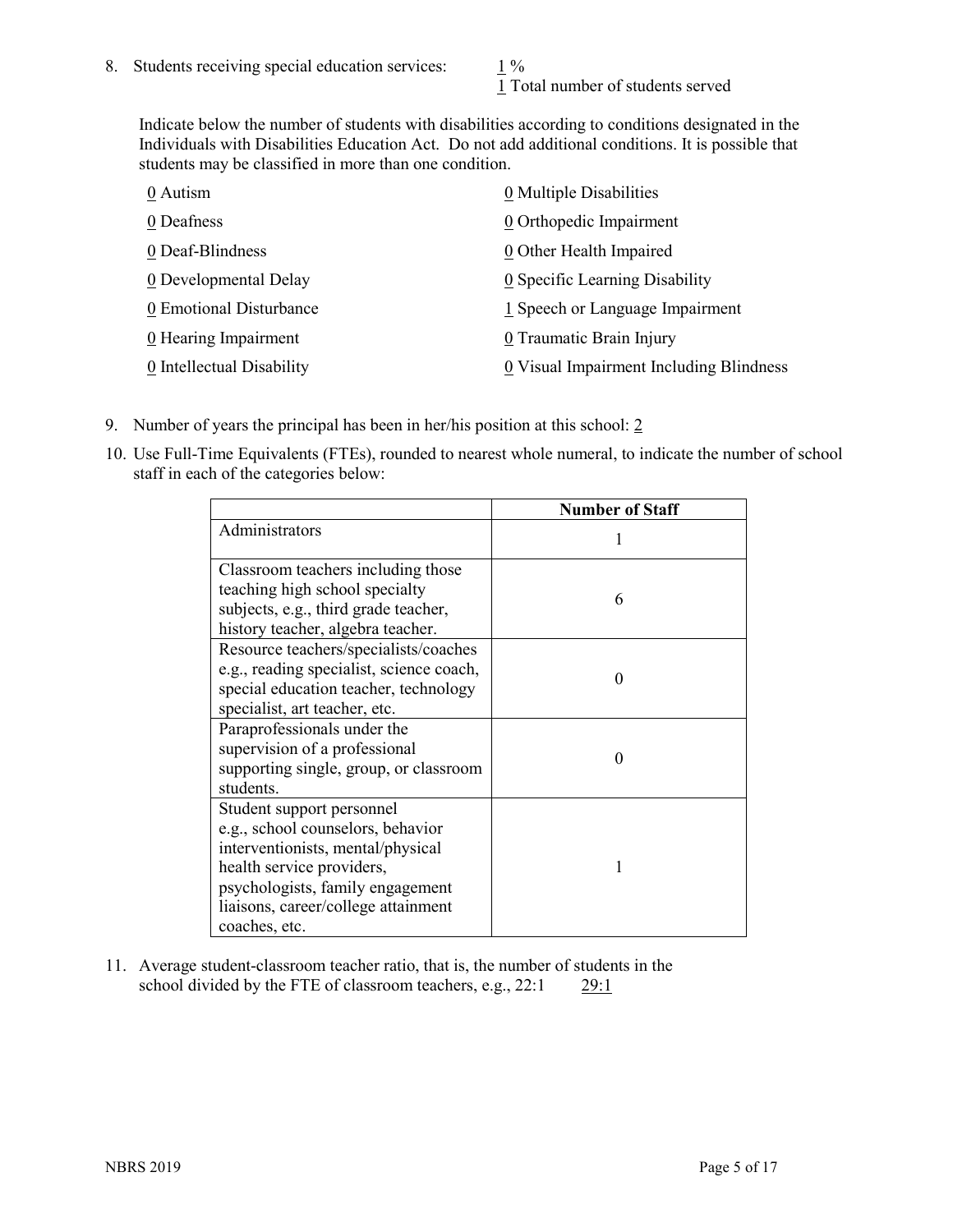8. Students receiving special education services: 1 %
   1 Total number of students served

   Indicate below the number of students with disabilities according to conditions designated in the Individuals with Disabilities Education Act. Do not add additional conditions. It is possible that students may be classified in more than one condition.

   0 Autism
   0 Deafness
   0 Deaf-Blindness
   0 Developmental Delay
   0 Emotional Disturbance
   0 Hearing Impairment
   0 Intellectual Disability
   0 Multiple Disabilities
   0 Orthopedic Impairment
   0 Other Health Impaired
   0 Specific Learning Disability
   1 Speech or Language Impairment
   0 Traumatic Brain Injury
   0 Visual Impairment Including Blindness

9. Number of years the principal has been in her/his position at this school: 2

10. Use Full-Time Equivalents (FTEs), rounded to nearest whole numeral, to indicate the number of school staff in each of the categories below:

| | Number of Staff |
|---|---|
| Administrators | 1 |
| Classroom teachers including those teaching high school specialty subjects, e.g., third grade teacher, history teacher, algebra teacher. | 6 |
| Resource teachers/specialists/coaches e.g., reading specialist, science coach, special education teacher, technology specialist, art teacher, etc. | 0 |
| Paraprofessionals under the supervision of a professional supporting single, group, or classroom students. | 0 |
| Student support personnel e.g., school counselors, behavior interventionists, mental/physical health service providers, psychologists, family engagement liaisons, career/college attainment coaches, etc. | 1 |

11. Average student-classroom teacher ratio, that is, the number of students in the school divided by the FTE of classroom teachers, e.g., 22:1 29:1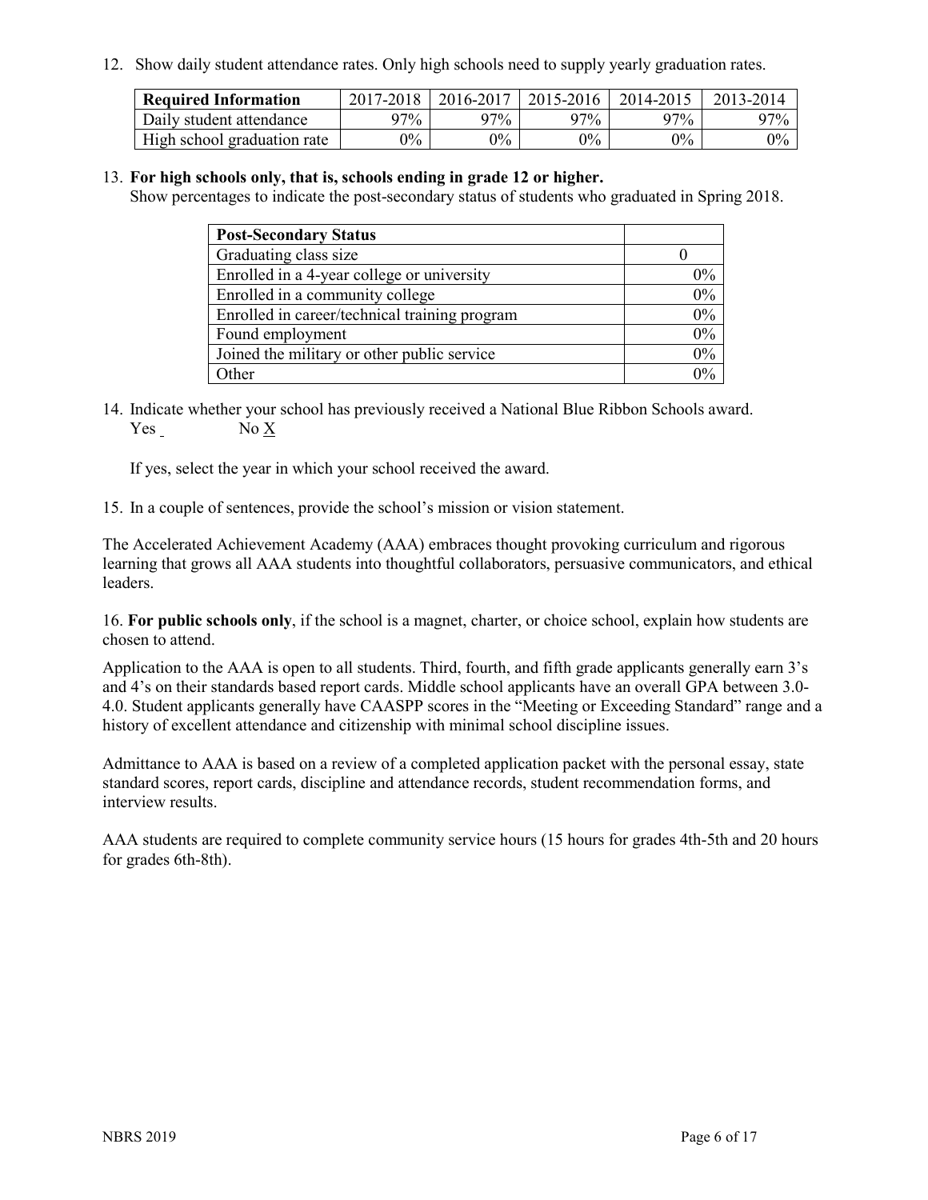12. Show daily student attendance rates. Only high schools need to supply yearly graduation rates.

| Required Information | 2017-2018 | 2016-2017 | 2015-2016 | 2014-2015 | 2013-2014 |
|---|---|---|---|---|---|
| Daily student attendance | 97% | 97% | 97% | 97% | 97% |
| High school graduation rate | 0% | 0% | 0% | 0% | 0% |

13. **For high schools only, that is, schools ending in grade 12 or higher.**
Show percentages to indicate the post-secondary status of students who graduated in Spring 2018.

| Post-Secondary Status | |
|---|---|
| Graduating class size | 0 |
| Enrolled in a 4-year college or university | 0% |
| Enrolled in a community college | 0% |
| Enrolled in career/technical training program | 0% |
| Found employment | 0% |
| Joined the military or other public service | 0% |
| Other | 0% |

14. Indicate whether your school has previously received a National Blue Ribbon Schools award.
Yes ___ No X

If yes, select the year in which your school received the award.

15. In a couple of sentences, provide the school's mission or vision statement.

The Accelerated Achievement Academy (AAA) embraces thought provoking curriculum and rigorous learning that grows all AAA students into thoughtful collaborators, persuasive communicators, and ethical leaders.

16. **For public schools only**, if the school is a magnet, charter, or choice school, explain how students are chosen to attend.

Application to the AAA is open to all students. Third, fourth, and fifth grade applicants generally earn 3's and 4's on their standards based report cards. Middle school applicants have an overall GPA between 3.0-4.0. Student applicants generally have CAASPP scores in the "Meeting or Exceeding Standard" range and a history of excellent attendance and citizenship with minimal school discipline issues.

Admittance to AAA is based on a review of a completed application packet with the personal essay, state standard scores, report cards, discipline and attendance records, student recommendation forms, and interview results.

AAA students are required to complete community service hours (15 hours for grades 4th-5th and 20 hours for grades 6th-8th).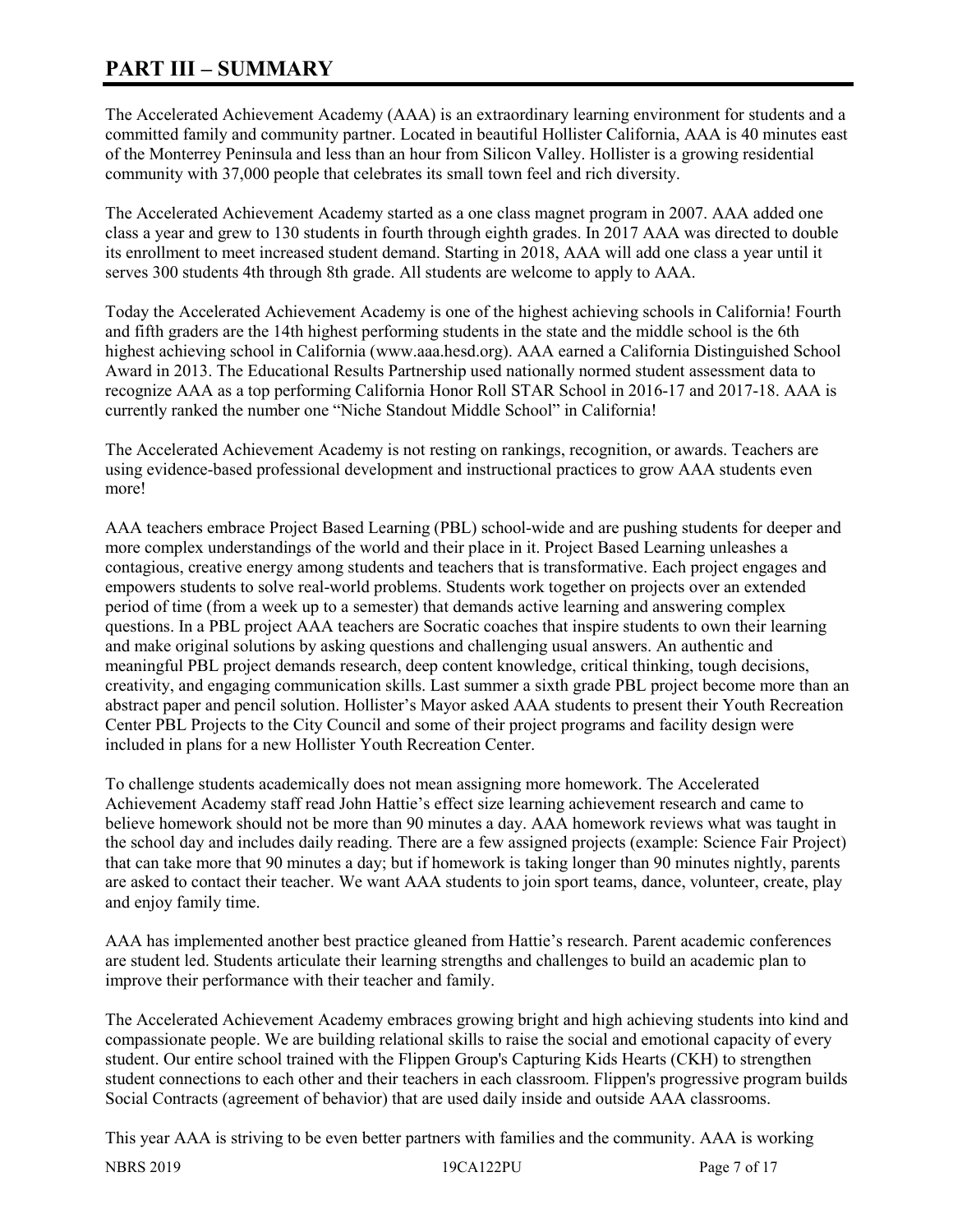# PART III – SUMMARY

The Accelerated Achievement Academy (AAA) is an extraordinary learning environment for students and a committed family and community partner. Located in beautiful Hollister California, AAA is 40 minutes east of the Monterrey Peninsula and less than an hour from Silicon Valley. Hollister is a growing residential community with 37,000 people that celebrates its small town feel and rich diversity.

The Accelerated Achievement Academy started as a one class magnet program in 2007. AAA added one class a year and grew to 130 students in fourth through eighth grades. In 2017 AAA was directed to double its enrollment to meet increased student demand. Starting in 2018, AAA will add one class a year until it serves 300 students 4th through 8th grade. All students are welcome to apply to AAA.

Today the Accelerated Achievement Academy is one of the highest achieving schools in California! Fourth and fifth graders are the 14th highest performing students in the state and the middle school is the 6th highest achieving school in California (www.aaa.hesd.org). AAA earned a California Distinguished School Award in 2013. The Educational Results Partnership used nationally normed student assessment data to recognize AAA as a top performing California Honor Roll STAR School in 2016-17 and 2017-18. AAA is currently ranked the number one "Niche Standout Middle School" in California!

The Accelerated Achievement Academy is not resting on rankings, recognition, or awards. Teachers are using evidence-based professional development and instructional practices to grow AAA students even more!

AAA teachers embrace Project Based Learning (PBL) school-wide and are pushing students for deeper and more complex understandings of the world and their place in it. Project Based Learning unleashes a contagious, creative energy among students and teachers that is transformative. Each project engages and empowers students to solve real-world problems. Students work together on projects over an extended period of time (from a week up to a semester) that demands active learning and answering complex questions. In a PBL project AAA teachers are Socratic coaches that inspire students to own their learning and make original solutions by asking questions and challenging usual answers. An authentic and meaningful PBL project demands research, deep content knowledge, critical thinking, tough decisions, creativity, and engaging communication skills. Last summer a sixth grade PBL project become more than an abstract paper and pencil solution. Hollister's Mayor asked AAA students to present their Youth Recreation Center PBL Projects to the City Council and some of their project programs and facility design were included in plans for a new Hollister Youth Recreation Center.

To challenge students academically does not mean assigning more homework. The Accelerated Achievement Academy staff read John Hattie's effect size learning achievement research and came to believe homework should not be more than 90 minutes a day. AAA homework reviews what was taught in the school day and includes daily reading. There are a few assigned projects (example: Science Fair Project) that can take more that 90 minutes a day; but if homework is taking longer than 90 minutes nightly, parents are asked to contact their teacher. We want AAA students to join sport teams, dance, volunteer, create, play and enjoy family time.

AAA has implemented another best practice gleaned from Hattie's research. Parent academic conferences are student led. Students articulate their learning strengths and challenges to build an academic plan to improve their performance with their teacher and family.

The Accelerated Achievement Academy embraces growing bright and high achieving students into kind and compassionate people. We are building relational skills to raise the social and emotional capacity of every student. Our entire school trained with the Flippen Group's Capturing Kids Hearts (CKH) to strengthen student connections to each other and their teachers in each classroom. Flippen's progressive program builds Social Contracts (agreement of behavior) that are used daily inside and outside AAA classrooms.

This year AAA is striving to be even better partners with families and the community. AAA is working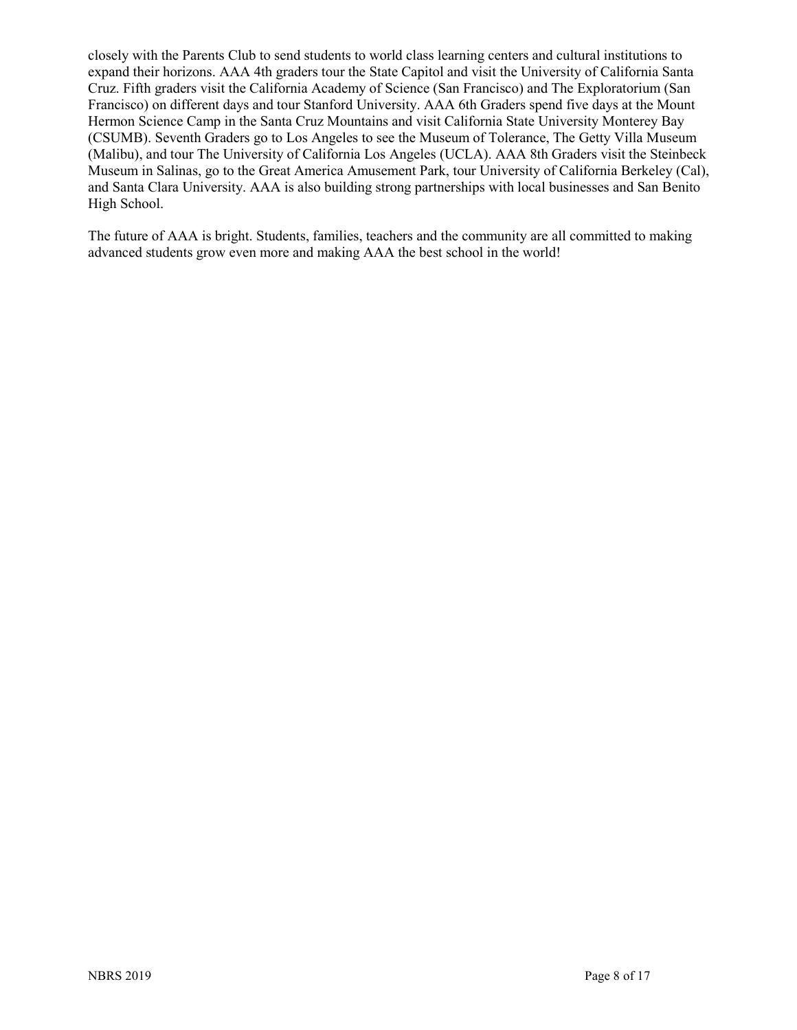closely with the Parents Club to send students to world class learning centers and cultural institutions to expand their horizons. AAA 4th graders tour the State Capitol and visit the University of California Santa Cruz. Fifth graders visit the California Academy of Science (San Francisco) and The Exploratorium (San Francisco) on different days and tour Stanford University. AAA 6th Graders spend five days at the Mount Hermon Science Camp in the Santa Cruz Mountains and visit California State University Monterey Bay (CSUMB). Seventh Graders go to Los Angeles to see the Museum of Tolerance, The Getty Villa Museum (Malibu), and tour The University of California Los Angeles (UCLA). AAA 8th Graders visit the Steinbeck Museum in Salinas, go to the Great America Amusement Park, tour University of California Berkeley (Cal), and Santa Clara University. AAA is also building strong partnerships with local businesses and San Benito High School.

The future of AAA is bright. Students, families, teachers and the community are all committed to making advanced students grow even more and making AAA the best school in the world!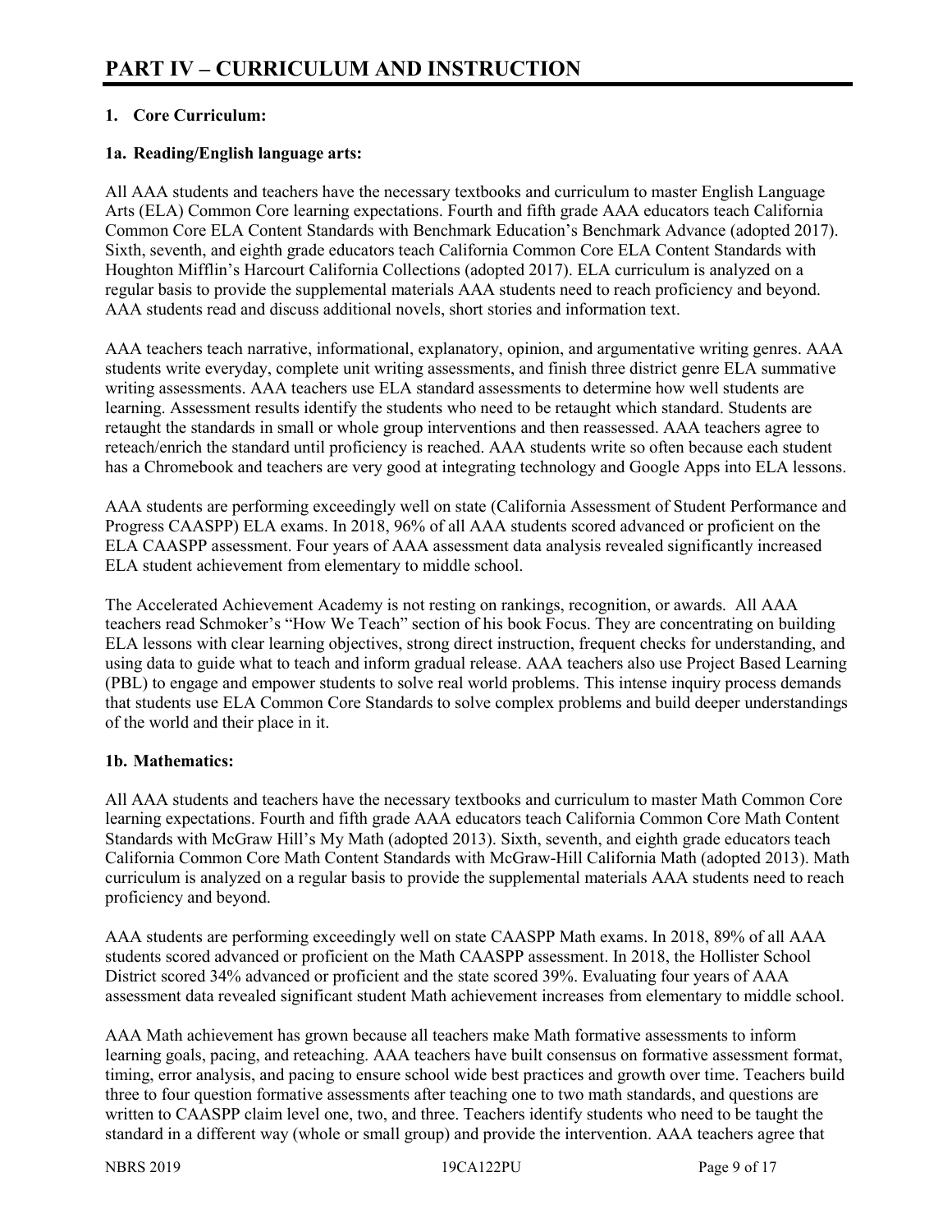# PART IV – CURRICULUM AND INSTRUCTION

**1. Core Curriculum:**

**1a. Reading/English language arts:**

All AAA students and teachers have the necessary textbooks and curriculum to master English Language Arts (ELA) Common Core learning expectations. Fourth and fifth grade AAA educators teach California Common Core ELA Content Standards with Benchmark Education's Benchmark Advance (adopted 2017). Sixth, seventh, and eighth grade educators teach California Common Core ELA Content Standards with Houghton Mifflin's Harcourt California Collections (adopted 2017). ELA curriculum is analyzed on a regular basis to provide the supplemental materials AAA students need to reach proficiency and beyond. AAA students read and discuss additional novels, short stories and information text.

AAA teachers teach narrative, informational, explanatory, opinion, and argumentative writing genres. AAA students write everyday, complete unit writing assessments, and finish three district genre ELA summative writing assessments. AAA teachers use ELA standard assessments to determine how well students are learning. Assessment results identify the students who need to be retaught which standard. Students are retaught the standards in small or whole group interventions and then reassessed. AAA teachers agree to reteach/enrich the standard until proficiency is reached. AAA students write so often because each student has a Chromebook and teachers are very good at integrating technology and Google Apps into ELA lessons.

AAA students are performing exceedingly well on state (California Assessment of Student Performance and Progress CAASPP) ELA exams. In 2018, 96% of all AAA students scored advanced or proficient on the ELA CAASPP assessment. Four years of AAA assessment data analysis revealed significantly increased ELA student achievement from elementary to middle school.

The Accelerated Achievement Academy is not resting on rankings, recognition, or awards. All AAA teachers read Schmoker's "How We Teach" section of his book Focus. They are concentrating on building ELA lessons with clear learning objectives, strong direct instruction, frequent checks for understanding, and using data to guide what to teach and inform gradual release. AAA teachers also use Project Based Learning (PBL) to engage and empower students to solve real world problems. This intense inquiry process demands that students use ELA Common Core Standards to solve complex problems and build deeper understandings of the world and their place in it.

**1b. Mathematics:**

All AAA students and teachers have the necessary textbooks and curriculum to master Math Common Core learning expectations. Fourth and fifth grade AAA educators teach California Common Core Math Content Standards with McGraw Hill's My Math (adopted 2013). Sixth, seventh, and eighth grade educators teach California Common Core Math Content Standards with McGraw-Hill California Math (adopted 2013). Math curriculum is analyzed on a regular basis to provide the supplemental materials AAA students need to reach proficiency and beyond.

AAA students are performing exceedingly well on state CAASPP Math exams. In 2018, 89% of all AAA students scored advanced or proficient on the Math CAASPP assessment. In 2018, the Hollister School District scored 34% advanced or proficient and the state scored 39%. Evaluating four years of AAA assessment data revealed significant student Math achievement increases from elementary to middle school.

AAA Math achievement has grown because all teachers make Math formative assessments to inform learning goals, pacing, and reteaching. AAA teachers have built consensus on formative assessment format, timing, error analysis, and pacing to ensure school wide best practices and growth over time. Teachers build three to four question formative assessments after teaching one to two math standards, and questions are written to CAASPP claim level one, two, and three. Teachers identify students who need to be taught the standard in a different way (whole or small group) and provide the intervention. AAA teachers agree that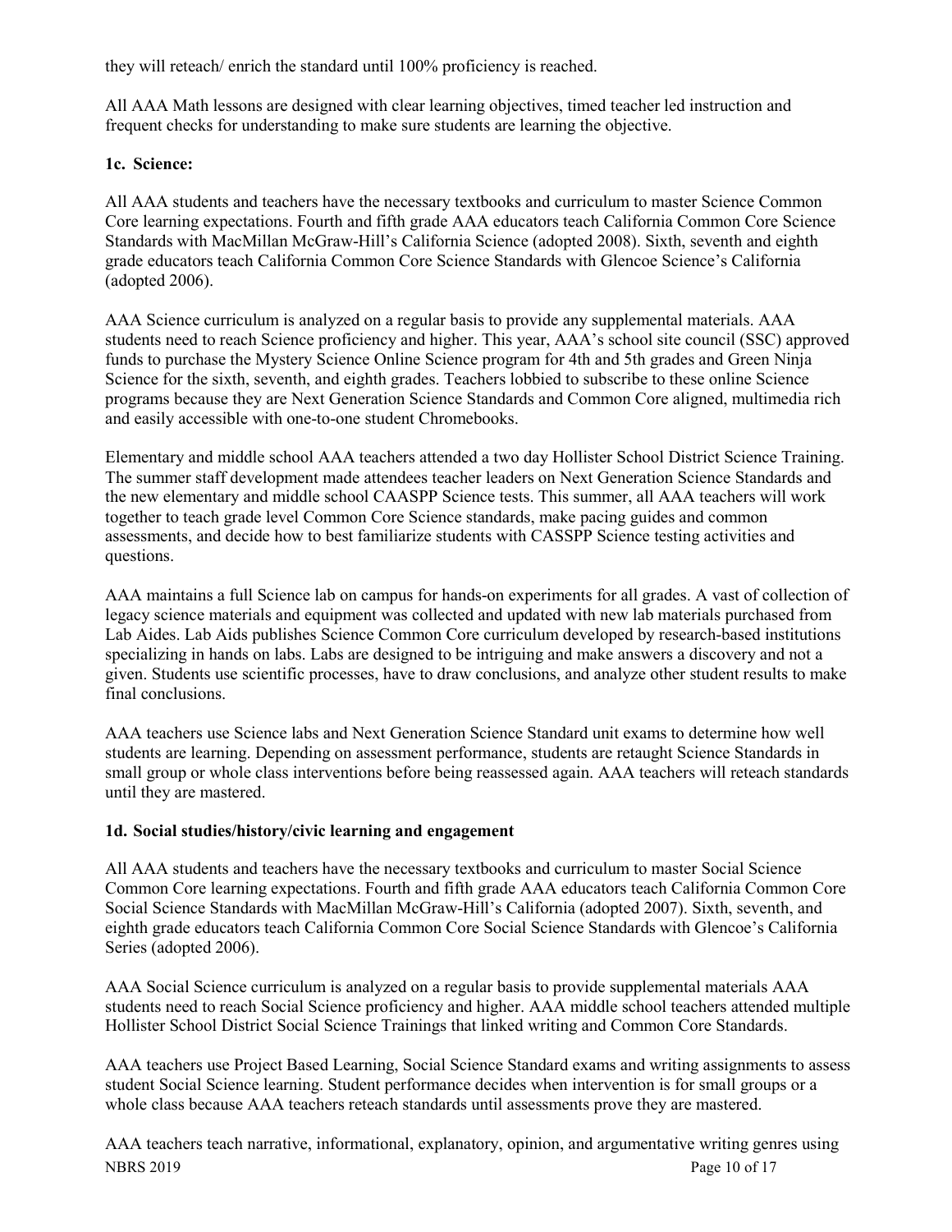they will reteach/ enrich the standard until 100% proficiency is reached.

All AAA Math lessons are designed with clear learning objectives, timed teacher led instruction and frequent checks for understanding to make sure students are learning the objective.

**1c. Science:**

All AAA students and teachers have the necessary textbooks and curriculum to master Science Common Core learning expectations. Fourth and fifth grade AAA educators teach California Common Core Science Standards with MacMillan McGraw-Hill's California Science (adopted 2008). Sixth, seventh and eighth grade educators teach California Common Core Science Standards with Glencoe Science's California (adopted 2006).

AAA Science curriculum is analyzed on a regular basis to provide any supplemental materials. AAA students need to reach Science proficiency and higher. This year, AAA's school site council (SSC) approved funds to purchase the Mystery Science Online Science program for 4th and 5th grades and Green Ninja Science for the sixth, seventh, and eighth grades. Teachers lobbied to subscribe to these online Science programs because they are Next Generation Science Standards and Common Core aligned, multimedia rich and easily accessible with one-to-one student Chromebooks.

Elementary and middle school AAA teachers attended a two day Hollister School District Science Training. The summer staff development made attendees teacher leaders on Next Generation Science Standards and the new elementary and middle school CAASPP Science tests. This summer, all AAA teachers will work together to teach grade level Common Core Science standards, make pacing guides and common assessments, and decide how to best familiarize students with CASSPP Science testing activities and questions.

AAA maintains a full Science lab on campus for hands-on experiments for all grades. A vast of collection of legacy science materials and equipment was collected and updated with new lab materials purchased from Lab Aides. Lab Aids publishes Science Common Core curriculum developed by research-based institutions specializing in hands on labs. Labs are designed to be intriguing and make answers a discovery and not a given. Students use scientific processes, have to draw conclusions, and analyze other student results to make final conclusions.

AAA teachers use Science labs and Next Generation Science Standard unit exams to determine how well students are learning. Depending on assessment performance, students are retaught Science Standards in small group or whole class interventions before being reassessed again. AAA teachers will reteach standards until they are mastered.

**1d. Social studies/history/civic learning and engagement**

All AAA students and teachers have the necessary textbooks and curriculum to master Social Science Common Core learning expectations. Fourth and fifth grade AAA educators teach California Common Core Social Science Standards with MacMillan McGraw-Hill's California (adopted 2007). Sixth, seventh, and eighth grade educators teach California Common Core Social Science Standards with Glencoe's California Series (adopted 2006).

AAA Social Science curriculum is analyzed on a regular basis to provide supplemental materials AAA students need to reach Social Science proficiency and higher. AAA middle school teachers attended multiple Hollister School District Social Science Trainings that linked writing and Common Core Standards.

AAA teachers use Project Based Learning, Social Science Standard exams and writing assignments to assess student Social Science learning. Student performance decides when intervention is for small groups or a whole class because AAA teachers reteach standards until assessments prove they are mastered.

AAA teachers teach narrative, informational, explanatory, opinion, and argumentative writing genres using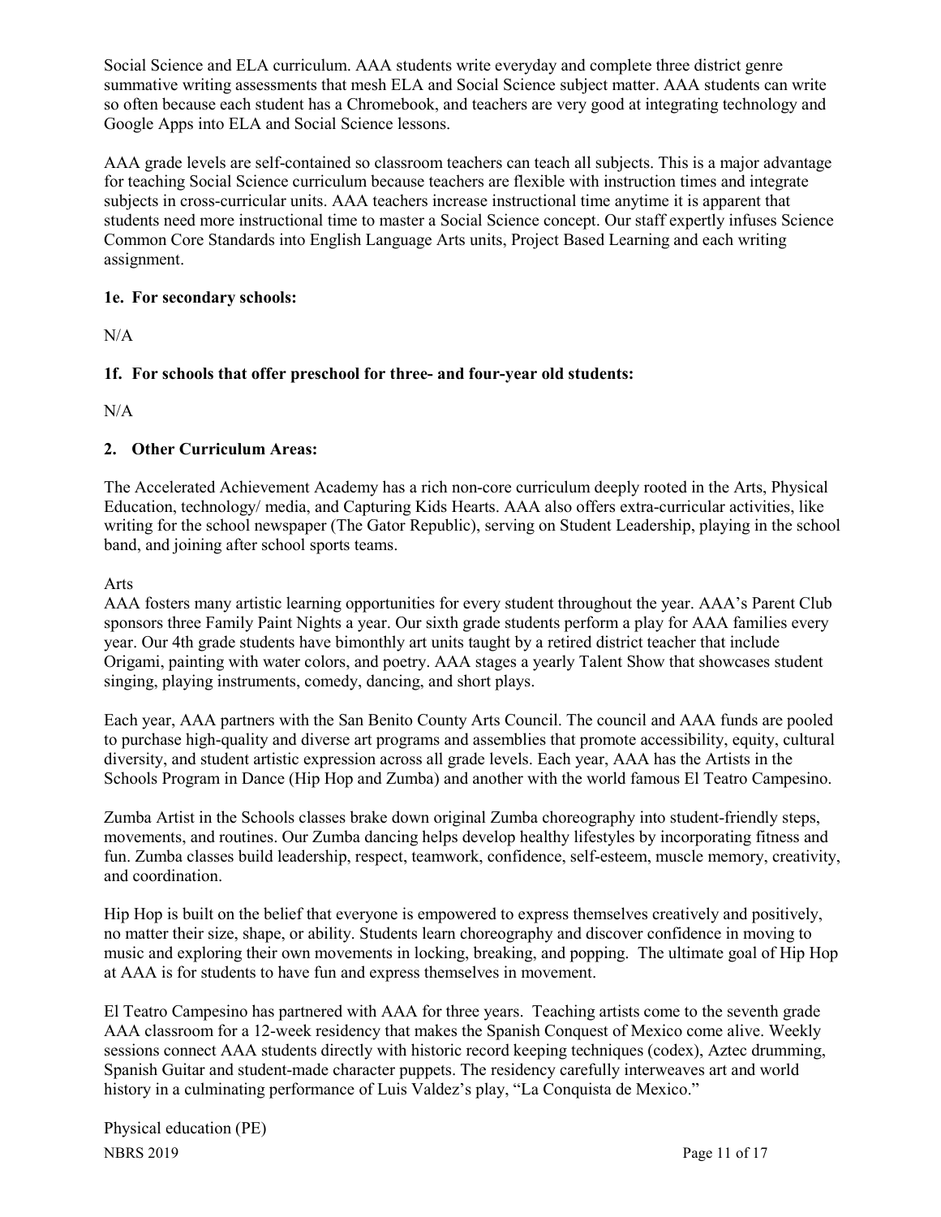Social Science and ELA curriculum. AAA students write everyday and complete three district genre summative writing assessments that mesh ELA and Social Science subject matter. AAA students can write so often because each student has a Chromebook, and teachers are very good at integrating technology and Google Apps into ELA and Social Science lessons.

AAA grade levels are self-contained so classroom teachers can teach all subjects. This is a major advantage for teaching Social Science curriculum because teachers are flexible with instruction times and integrate subjects in cross-curricular units. AAA teachers increase instructional time anytime it is apparent that students need more instructional time to master a Social Science concept. Our staff expertly infuses Science Common Core Standards into English Language Arts units, Project Based Learning and each writing assignment.

**1e. For secondary schools:**

N/A

**1f. For schools that offer preschool for three- and four-year old students:**

N/A

**2. Other Curriculum Areas:**

The Accelerated Achievement Academy has a rich non-core curriculum deeply rooted in the Arts, Physical Education, technology/ media, and Capturing Kids Hearts. AAA also offers extra-curricular activities, like writing for the school newspaper (The Gator Republic), serving on Student Leadership, playing in the school band, and joining after school sports teams.

Arts

AAA fosters many artistic learning opportunities for every student throughout the year. AAA's Parent Club sponsors three Family Paint Nights a year. Our sixth grade students perform a play for AAA families every year. Our 4th grade students have bimonthly art units taught by a retired district teacher that include Origami, painting with water colors, and poetry. AAA stages a yearly Talent Show that showcases student singing, playing instruments, comedy, dancing, and short plays.

Each year, AAA partners with the San Benito County Arts Council. The council and AAA funds are pooled to purchase high-quality and diverse art programs and assemblies that promote accessibility, equity, cultural diversity, and student artistic expression across all grade levels. Each year, AAA has the Artists in the Schools Program in Dance (Hip Hop and Zumba) and another with the world famous El Teatro Campesino.

Zumba Artist in the Schools classes brake down original Zumba choreography into student-friendly steps, movements, and routines. Our Zumba dancing helps develop healthy lifestyles by incorporating fitness and fun. Zumba classes build leadership, respect, teamwork, confidence, self-esteem, muscle memory, creativity, and coordination.

Hip Hop is built on the belief that everyone is empowered to express themselves creatively and positively, no matter their size, shape, or ability. Students learn choreography and discover confidence in moving to music and exploring their own movements in locking, breaking, and popping. The ultimate goal of Hip Hop at AAA is for students to have fun and express themselves in movement.

El Teatro Campesino has partnered with AAA for three years. Teaching artists come to the seventh grade AAA classroom for a 12-week residency that makes the Spanish Conquest of Mexico come alive. Weekly sessions connect AAA students directly with historic record keeping techniques (codex), Aztec drumming, Spanish Guitar and student-made character puppets. The residency carefully interweaves art and world history in a culminating performance of Luis Valdez's play, "La Conquista de Mexico."

Physical education (PE)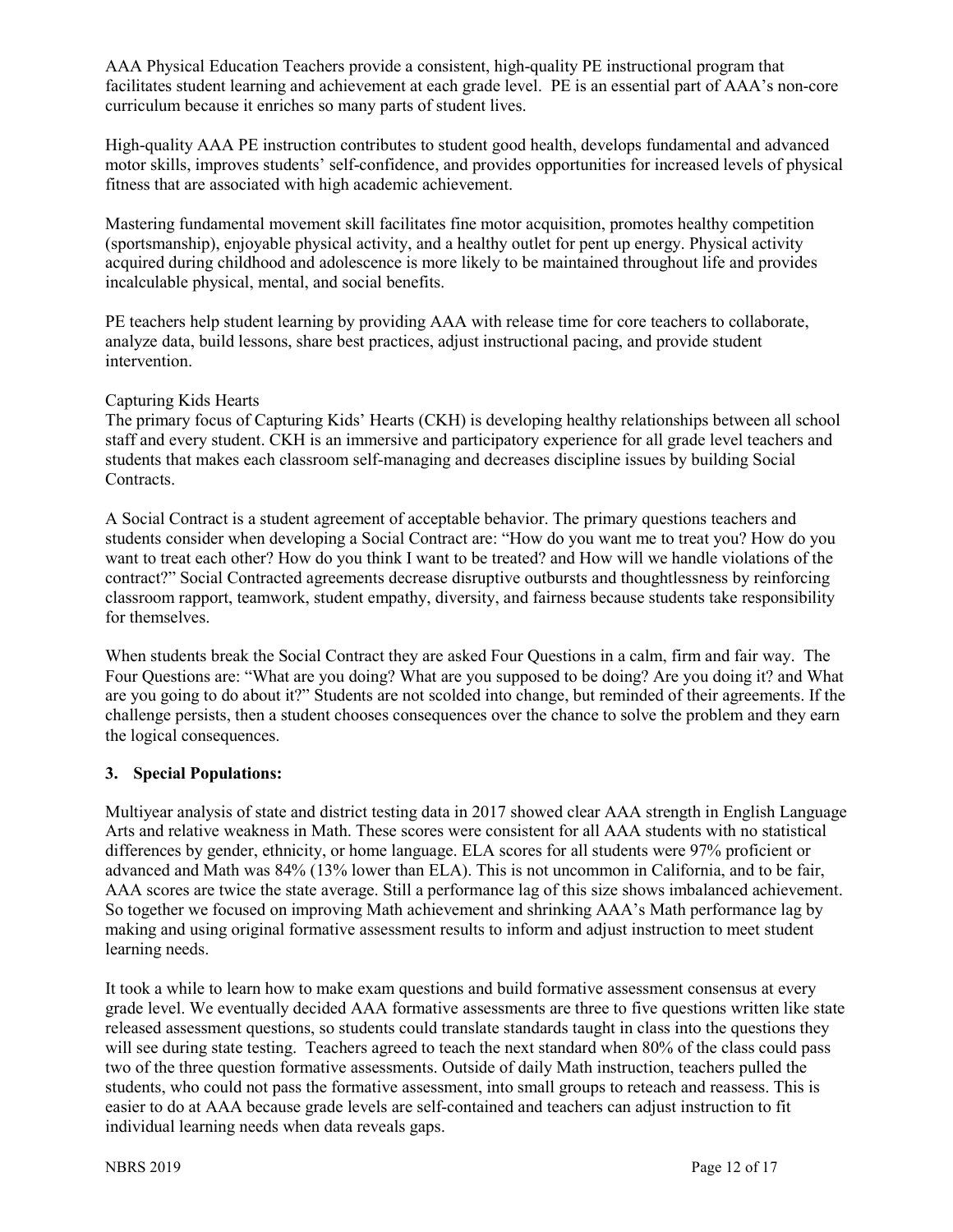AAA Physical Education Teachers provide a consistent, high-quality PE instructional program that facilitates student learning and achievement at each grade level. PE is an essential part of AAA's non-core curriculum because it enriches so many parts of student lives.

High-quality AAA PE instruction contributes to student good health, develops fundamental and advanced motor skills, improves students' self-confidence, and provides opportunities for increased levels of physical fitness that are associated with high academic achievement.

Mastering fundamental movement skill facilitates fine motor acquisition, promotes healthy competition (sportsmanship), enjoyable physical activity, and a healthy outlet for pent up energy. Physical activity acquired during childhood and adolescence is more likely to be maintained throughout life and provides incalculable physical, mental, and social benefits.

PE teachers help student learning by providing AAA with release time for core teachers to collaborate, analyze data, build lessons, share best practices, adjust instructional pacing, and provide student intervention.

Capturing Kids Hearts

The primary focus of Capturing Kids' Hearts (CKH) is developing healthy relationships between all school staff and every student. CKH is an immersive and participatory experience for all grade level teachers and students that makes each classroom self-managing and decreases discipline issues by building Social Contracts.

A Social Contract is a student agreement of acceptable behavior. The primary questions teachers and students consider when developing a Social Contract are: "How do you want me to treat you? How do you want to treat each other? How do you think I want to be treated? and How will we handle violations of the contract?" Social Contracted agreements decrease disruptive outbursts and thoughtlessness by reinforcing classroom rapport, teamwork, student empathy, diversity, and fairness because students take responsibility for themselves.

When students break the Social Contract they are asked Four Questions in a calm, firm and fair way. The Four Questions are: "What are you doing? What are you supposed to be doing? Are you doing it? and What are you going to do about it?" Students are not scolded into change, but reminded of their agreements. If the challenge persists, then a student chooses consequences over the chance to solve the problem and they earn the logical consequences.

## 3. Special Populations:

Multiyear analysis of state and district testing data in 2017 showed clear AAA strength in English Language Arts and relative weakness in Math. These scores were consistent for all AAA students with no statistical differences by gender, ethnicity, or home language. ELA scores for all students were 97% proficient or advanced and Math was 84% (13% lower than ELA). This is not uncommon in California, and to be fair, AAA scores are twice the state average. Still a performance lag of this size shows imbalanced achievement. So together we focused on improving Math achievement and shrinking AAA's Math performance lag by making and using original formative assessment results to inform and adjust instruction to meet student learning needs.

It took a while to learn how to make exam questions and build formative assessment consensus at every grade level. We eventually decided AAA formative assessments are three to five questions written like state released assessment questions, so students could translate standards taught in class into the questions they will see during state testing. Teachers agreed to teach the next standard when 80% of the class could pass two of the three question formative assessments. Outside of daily Math instruction, teachers pulled the students, who could not pass the formative assessment, into small groups to reteach and reassess. This is easier to do at AAA because grade levels are self-contained and teachers can adjust instruction to fit individual learning needs when data reveals gaps.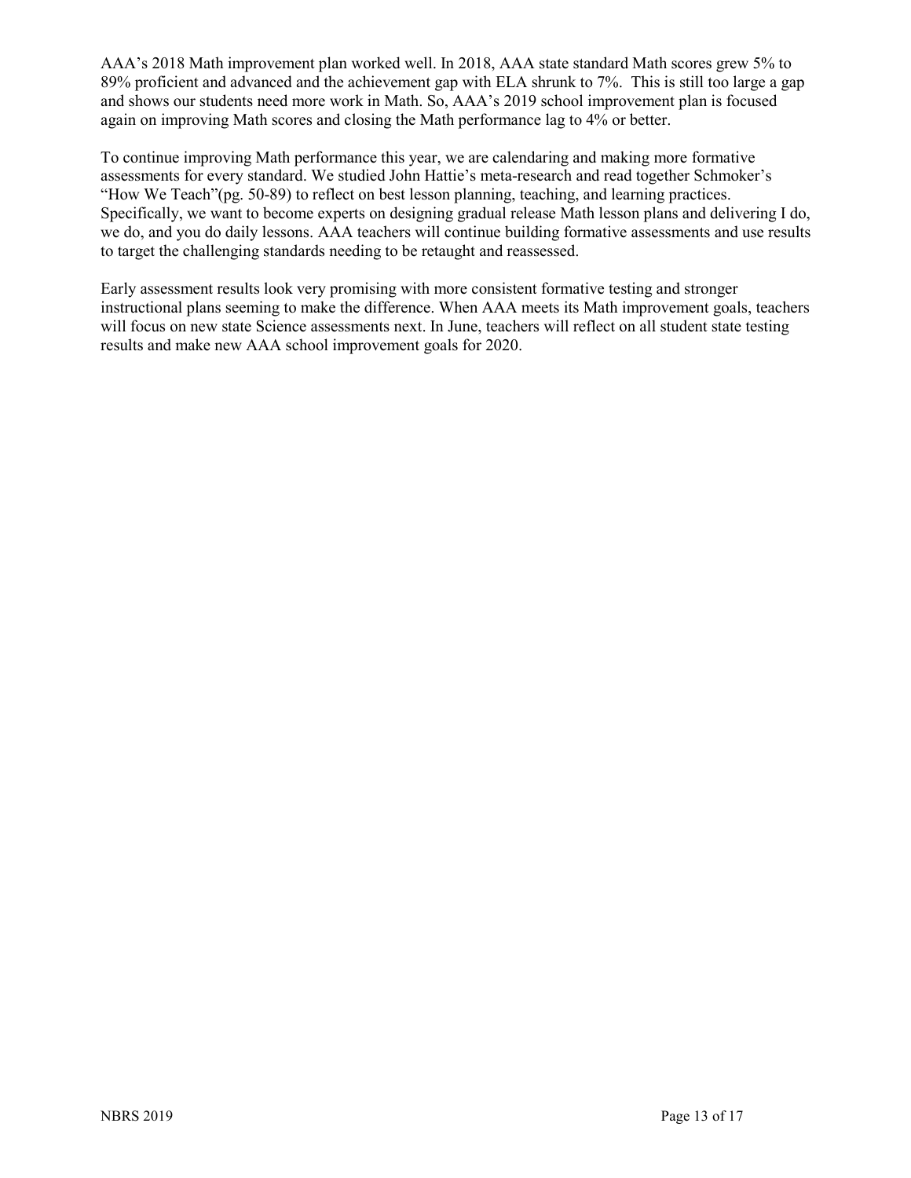AAA's 2018 Math improvement plan worked well. In 2018, AAA state standard Math scores grew 5% to 89% proficient and advanced and the achievement gap with ELA shrunk to 7%. This is still too large a gap and shows our students need more work in Math. So, AAA's 2019 school improvement plan is focused again on improving Math scores and closing the Math performance lag to 4% or better.

To continue improving Math performance this year, we are calendaring and making more formative assessments for every standard. We studied John Hattie's meta-research and read together Schmoker's "How We Teach"(pg. 50-89) to reflect on best lesson planning, teaching, and learning practices. Specifically, we want to become experts on designing gradual release Math lesson plans and delivering I do, we do, and you do daily lessons. AAA teachers will continue building formative assessments and use results to target the challenging standards needing to be retaught and reassessed.

Early assessment results look very promising with more consistent formative testing and stronger instructional plans seeming to make the difference. When AAA meets its Math improvement goals, teachers will focus on new state Science assessments next. In June, teachers will reflect on all student state testing results and make new AAA school improvement goals for 2020.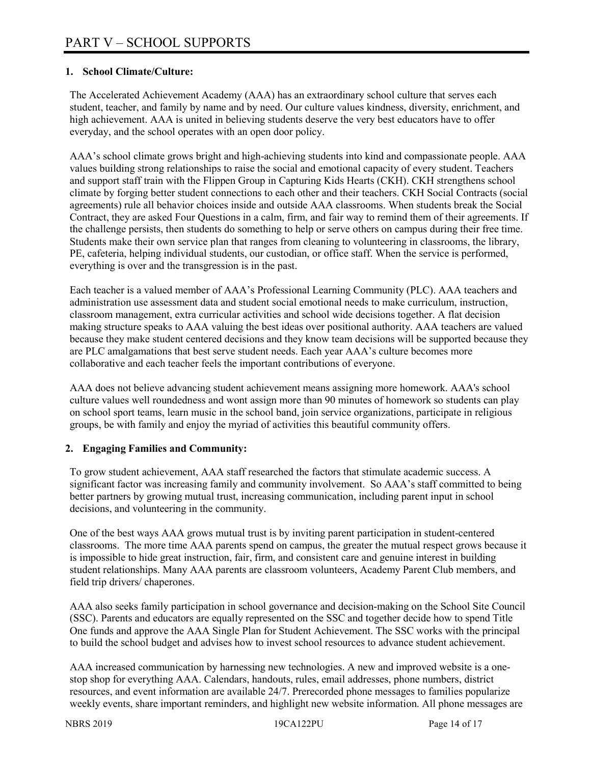# PART V – SCHOOL SUPPORTS

**1. School Climate/Culture:**

The Accelerated Achievement Academy (AAA) has an extraordinary school culture that serves each student, teacher, and family by name and by need. Our culture values kindness, diversity, enrichment, and high achievement. AAA is united in believing students deserve the very best educators have to offer everyday, and the school operates with an open door policy.

AAA's school climate grows bright and high-achieving students into kind and compassionate people. AAA values building strong relationships to raise the social and emotional capacity of every student. Teachers and support staff train with the Flippen Group in Capturing Kids Hearts (CKH). CKH strengthens school climate by forging better student connections to each other and their teachers. CKH Social Contracts (social agreements) rule all behavior choices inside and outside AAA classrooms. When students break the Social Contract, they are asked Four Questions in a calm, firm, and fair way to remind them of their agreements. If the challenge persists, then students do something to help or serve others on campus during their free time. Students make their own service plan that ranges from cleaning to volunteering in classrooms, the library, PE, cafeteria, helping individual students, our custodian, or office staff. When the service is performed, everything is over and the transgression is in the past.

Each teacher is a valued member of AAA's Professional Learning Community (PLC). AAA teachers and administration use assessment data and student social emotional needs to make curriculum, instruction, classroom management, extra curricular activities and school wide decisions together. A flat decision making structure speaks to AAA valuing the best ideas over positional authority. AAA teachers are valued because they make student centered decisions and they know team decisions will be supported because they are PLC amalgamations that best serve student needs. Each year AAA's culture becomes more collaborative and each teacher feels the important contributions of everyone.

AAA does not believe advancing student achievement means assigning more homework. AAA's school culture values well roundedness and wont assign more than 90 minutes of homework so students can play on school sport teams, learn music in the school band, join service organizations, participate in religious groups, be with family and enjoy the myriad of activities this beautiful community offers.

**2. Engaging Families and Community:**

To grow student achievement, AAA staff researched the factors that stimulate academic success. A significant factor was increasing family and community involvement. So AAA's staff committed to being better partners by growing mutual trust, increasing communication, including parent input in school decisions, and volunteering in the community.

One of the best ways AAA grows mutual trust is by inviting parent participation in student-centered classrooms. The more time AAA parents spend on campus, the greater the mutual respect grows because it is impossible to hide great instruction, fair, firm, and consistent care and genuine interest in building student relationships. Many AAA parents are classroom volunteers, Academy Parent Club members, and field trip drivers/ chaperones.

AAA also seeks family participation in school governance and decision-making on the School Site Council (SSC). Parents and educators are equally represented on the SSC and together decide how to spend Title One funds and approve the AAA Single Plan for Student Achievement. The SSC works with the principal to build the school budget and advises how to invest school resources to advance student achievement.

AAA increased communication by harnessing new technologies. A new and improved website is a one-stop shop for everything AAA. Calendars, handouts, rules, email addresses, phone numbers, district resources, and event information are available 24/7. Prerecorded phone messages to families popularize weekly events, share important reminders, and highlight new website information. All phone messages are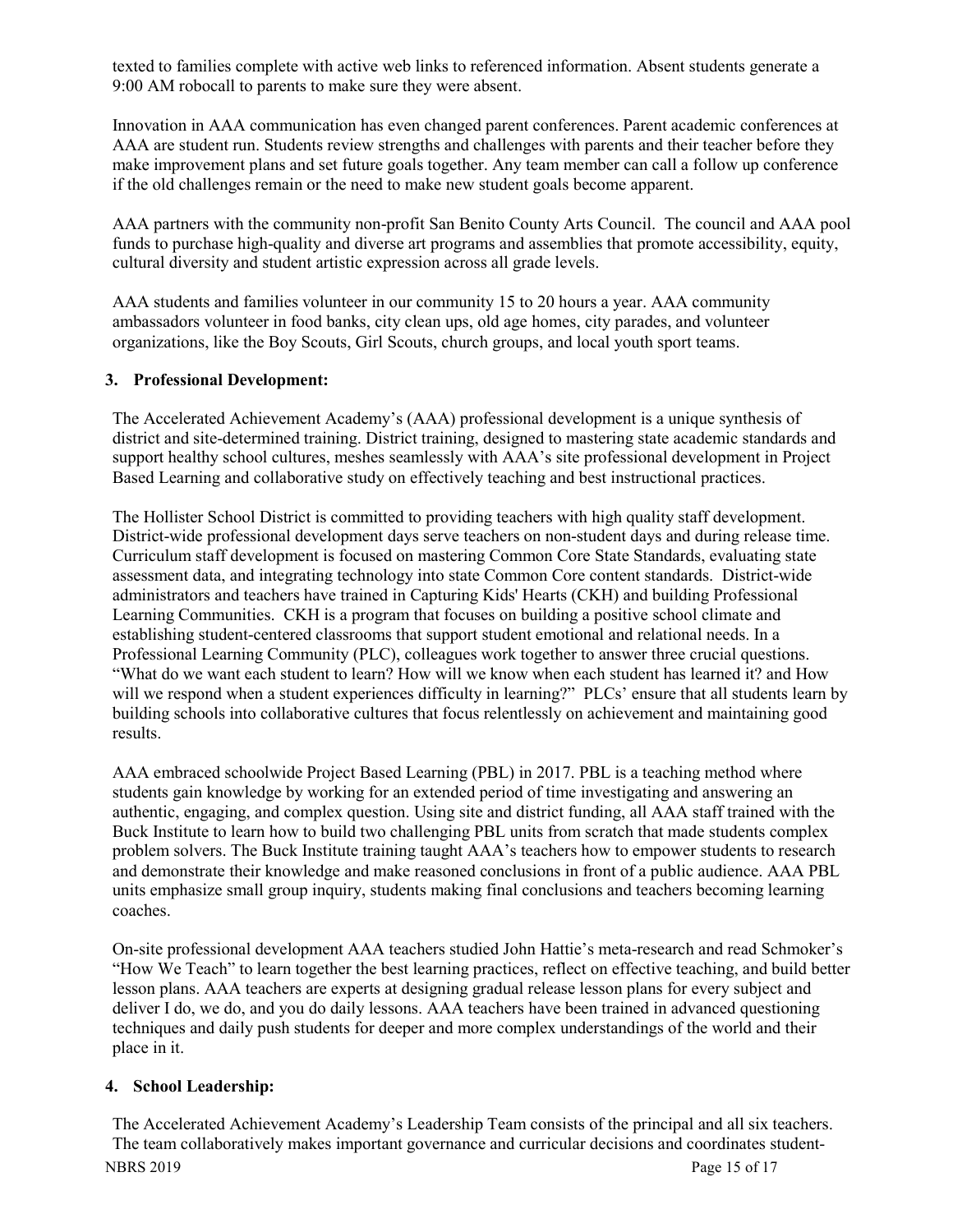texted to families complete with active web links to referenced information. Absent students generate a 9:00 AM robocall to parents to make sure they were absent.

Innovation in AAA communication has even changed parent conferences. Parent academic conferences at AAA are student run. Students review strengths and challenges with parents and their teacher before they make improvement plans and set future goals together. Any team member can call a follow up conference if the old challenges remain or the need to make new student goals become apparent.

AAA partners with the community non-profit San Benito County Arts Council. The council and AAA pool funds to purchase high-quality and diverse art programs and assemblies that promote accessibility, equity, cultural diversity and student artistic expression across all grade levels.

AAA students and families volunteer in our community 15 to 20 hours a year. AAA community ambassadors volunteer in food banks, city clean ups, old age homes, city parades, and volunteer organizations, like the Boy Scouts, Girl Scouts, church groups, and local youth sport teams.

### 3. Professional Development:

The Accelerated Achievement Academy's (AAA) professional development is a unique synthesis of district and site-determined training. District training, designed to mastering state academic standards and support healthy school cultures, meshes seamlessly with AAA's site professional development in Project Based Learning and collaborative study on effectively teaching and best instructional practices.

The Hollister School District is committed to providing teachers with high quality staff development. District-wide professional development days serve teachers on non-student days and during release time. Curriculum staff development is focused on mastering Common Core State Standards, evaluating state assessment data, and integrating technology into state Common Core content standards. District-wide administrators and teachers have trained in Capturing Kids' Hearts (CKH) and building Professional Learning Communities. CKH is a program that focuses on building a positive school climate and establishing student-centered classrooms that support student emotional and relational needs. In a Professional Learning Community (PLC), colleagues work together to answer three crucial questions. "What do we want each student to learn? How will we know when each student has learned it? and How will we respond when a student experiences difficulty in learning?" PLCs' ensure that all students learn by building schools into collaborative cultures that focus relentlessly on achievement and maintaining good results.

AAA embraced schoolwide Project Based Learning (PBL) in 2017. PBL is a teaching method where students gain knowledge by working for an extended period of time investigating and answering an authentic, engaging, and complex question. Using site and district funding, all AAA staff trained with the Buck Institute to learn how to build two challenging PBL units from scratch that made students complex problem solvers. The Buck Institute training taught AAA's teachers how to empower students to research and demonstrate their knowledge and make reasoned conclusions in front of a public audience. AAA PBL units emphasize small group inquiry, students making final conclusions and teachers becoming learning coaches.

On-site professional development AAA teachers studied John Hattie's meta-research and read Schmoker's "How We Teach" to learn together the best learning practices, reflect on effective teaching, and build better lesson plans. AAA teachers are experts at designing gradual release lesson plans for every subject and deliver I do, we do, and you do daily lessons. AAA teachers have been trained in advanced questioning techniques and daily push students for deeper and more complex understandings of the world and their place in it.

### 4. School Leadership:

The Accelerated Achievement Academy's Leadership Team consists of the principal and all six teachers. The team collaboratively makes important governance and curricular decisions and coordinates student-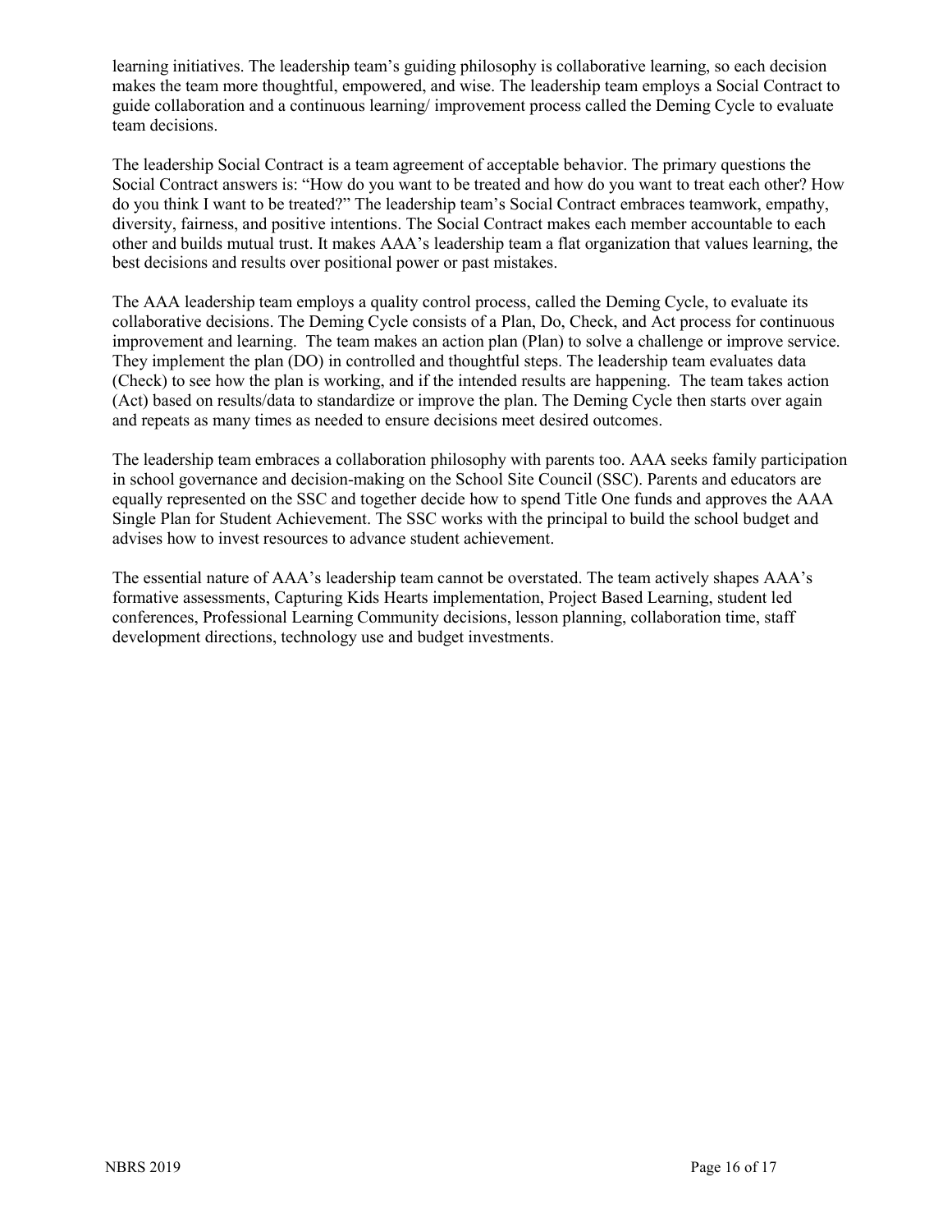learning initiatives. The leadership team's guiding philosophy is collaborative learning, so each decision makes the team more thoughtful, empowered, and wise. The leadership team employs a Social Contract to guide collaboration and a continuous learning/ improvement process called the Deming Cycle to evaluate team decisions.

The leadership Social Contract is a team agreement of acceptable behavior. The primary questions the Social Contract answers is: "How do you want to be treated and how do you want to treat each other? How do you think I want to be treated?" The leadership team's Social Contract embraces teamwork, empathy, diversity, fairness, and positive intentions. The Social Contract makes each member accountable to each other and builds mutual trust. It makes AAA's leadership team a flat organization that values learning, the best decisions and results over positional power or past mistakes.

The AAA leadership team employs a quality control process, called the Deming Cycle, to evaluate its collaborative decisions. The Deming Cycle consists of a Plan, Do, Check, and Act process for continuous improvement and learning. The team makes an action plan (Plan) to solve a challenge or improve service. They implement the plan (DO) in controlled and thoughtful steps. The leadership team evaluates data (Check) to see how the plan is working, and if the intended results are happening. The team takes action (Act) based on results/data to standardize or improve the plan. The Deming Cycle then starts over again and repeats as many times as needed to ensure decisions meet desired outcomes.

The leadership team embraces a collaboration philosophy with parents too. AAA seeks family participation in school governance and decision-making on the School Site Council (SSC). Parents and educators are equally represented on the SSC and together decide how to spend Title One funds and approves the AAA Single Plan for Student Achievement. The SSC works with the principal to build the school budget and advises how to invest resources to advance student achievement.

The essential nature of AAA's leadership team cannot be overstated. The team actively shapes AAA's formative assessments, Capturing Kids Hearts implementation, Project Based Learning, student led conferences, Professional Learning Community decisions, lesson planning, collaboration time, staff development directions, technology use and budget investments.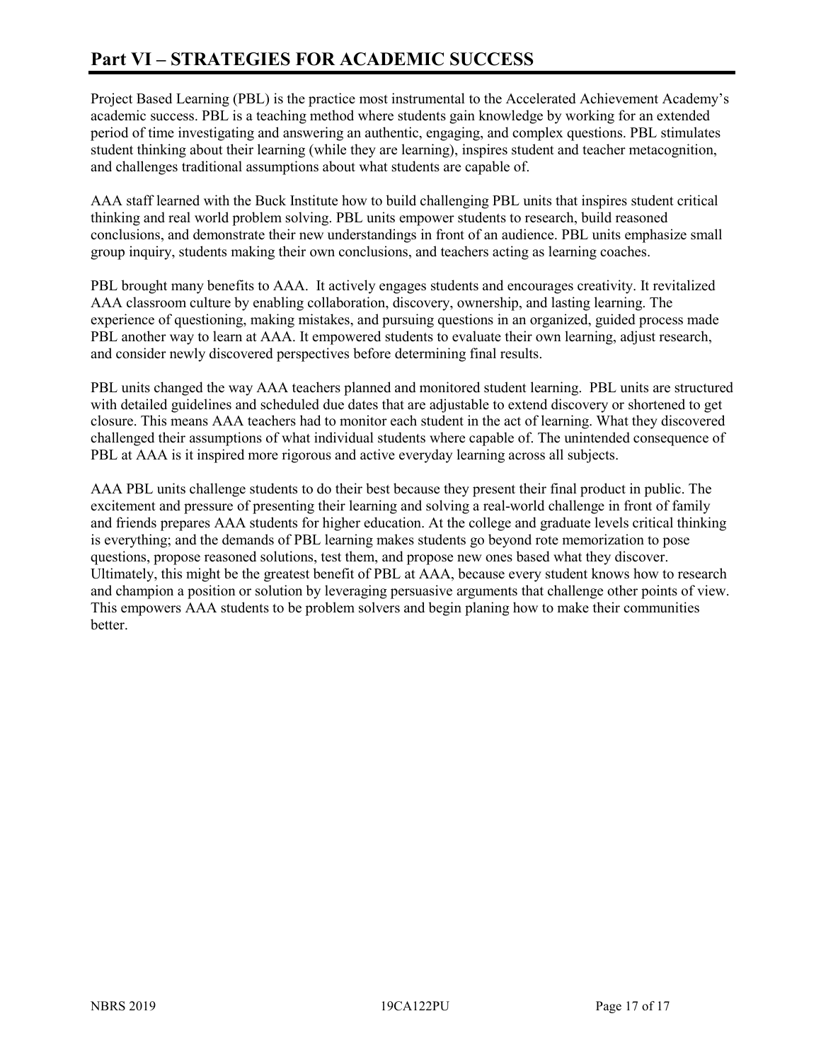# Part VI – STRATEGIES FOR ACADEMIC SUCCESS

Project Based Learning (PBL) is the practice most instrumental to the Accelerated Achievement Academy's academic success. PBL is a teaching method where students gain knowledge by working for an extended period of time investigating and answering an authentic, engaging, and complex questions. PBL stimulates student thinking about their learning (while they are learning), inspires student and teacher metacognition, and challenges traditional assumptions about what students are capable of.

AAA staff learned with the Buck Institute how to build challenging PBL units that inspires student critical thinking and real world problem solving. PBL units empower students to research, build reasoned conclusions, and demonstrate their new understandings in front of an audience. PBL units emphasize small group inquiry, students making their own conclusions, and teachers acting as learning coaches.

PBL brought many benefits to AAA. It actively engages students and encourages creativity. It revitalized AAA classroom culture by enabling collaboration, discovery, ownership, and lasting learning. The experience of questioning, making mistakes, and pursuing questions in an organized, guided process made PBL another way to learn at AAA. It empowered students to evaluate their own learning, adjust research, and consider newly discovered perspectives before determining final results.

PBL units changed the way AAA teachers planned and monitored student learning. PBL units are structured with detailed guidelines and scheduled due dates that are adjustable to extend discovery or shortened to get closure. This means AAA teachers had to monitor each student in the act of learning. What they discovered challenged their assumptions of what individual students where capable of. The unintended consequence of PBL at AAA is it inspired more rigorous and active everyday learning across all subjects.

AAA PBL units challenge students to do their best because they present their final product in public. The excitement and pressure of presenting their learning and solving a real-world challenge in front of family and friends prepares AAA students for higher education. At the college and graduate levels critical thinking is everything; and the demands of PBL learning makes students go beyond rote memorization to pose questions, propose reasoned solutions, test them, and propose new ones based what they discover. Ultimately, this might be the greatest benefit of PBL at AAA, because every student knows how to research and champion a position or solution by leveraging persuasive arguments that challenge other points of view. This empowers AAA students to be problem solvers and begin planing how to make their communities better.